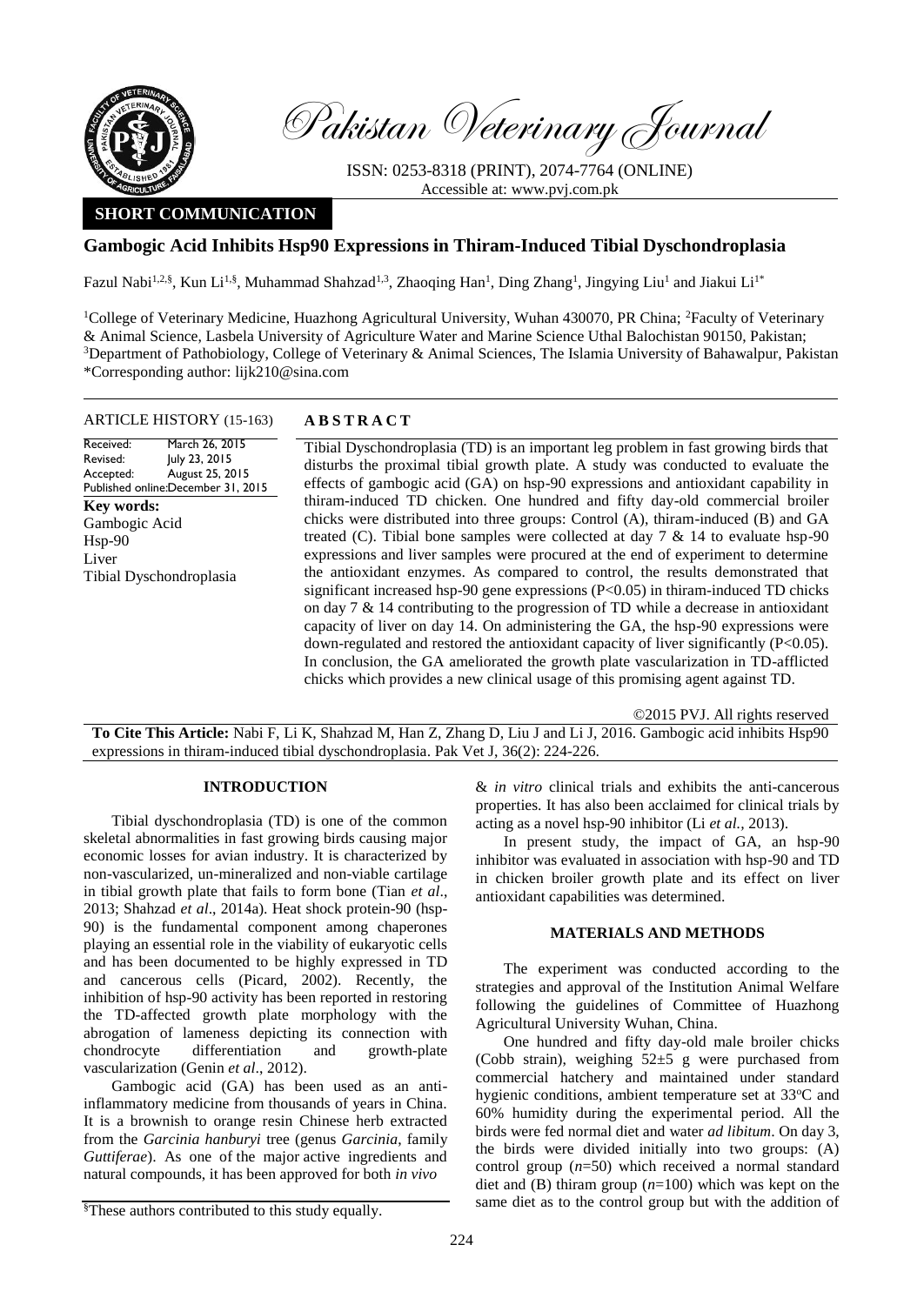# Pakistan Veterinary Journal

ISSN: 0253-8318 (PRINT), 2074-7764 (ONLINE)
Accessible at: www.pvj.com.pk

**SHORT COMMUNICATION**

## Gambogic Acid Inhibits Hsp90 Expressions in Thiram-Induced Tibial Dyschondroplasia

Fazul Nabi[1,2,§], Kun Li[1,§], Muhammad Shahzad[1,3], Zhaoqing Han[1], Ding Zhang[1], Jingying Liu[1] and Jiakui Li[1*]

[1]College of Veterinary Medicine, Huazhong Agricultural University, Wuhan 430070, PR China; [2]Faculty of Veterinary & Animal Science, Lasbela University of Agriculture Water and Marine Science Uthal Balochistan 90150, Pakistan; [3]Department of Pathobiology, College of Veterinary & Animal Sciences, The Islamia University of Bahawalpur, Pakistan
*Corresponding author: lijk210@sina.com

**ARTICLE HISTORY (15-163)**

Received: March 26, 2015
Revised: July 23, 2015
Accepted: August 25, 2015
Published online: December 31, 2015

**Key words:**
Gambogic Acid
Hsp-90
Liver
Tibial Dyschondroplasia

**ABSTRACT**

Tibial Dyschondroplasia (TD) is an important leg problem in fast growing birds that disturbs the proximal tibial growth plate. A study was conducted to evaluate the effects of gambogic acid (GA) on hsp-90 expressions and antioxidant capability in thiram-induced TD chicken. One hundred and fifty day-old commercial broiler chicks were distributed into three groups: Control (A), thiram-induced (B) and GA treated (C). Tibial bone samples were collected at day 7 & 14 to evaluate hsp-90 expressions and liver samples were procured at the end of experiment to determine the antioxidant enzymes. As compared to control, the results demonstrated that significant increased hsp-90 gene expressions ($P<0.05$) in thiram-induced TD chicks on day 7 & 14 contributing to the progression of TD while a decrease in antioxidant capacity of liver on day 14. On administering the GA, the hsp-90 expressions were down-regulated and restored the antioxidant capacity of liver significantly ($P<0.05$). In conclusion, the GA ameliorated the growth plate vascularization in TD-afflicted chicks which provides a new clinical usage of this promising agent against TD.

©2015 PVJ. All rights reserved

**To Cite This Article:** Nabi F, Li K, Shahzad M, Han Z, Zhang D, Liu J and Li J, 2016. Gambogic acid inhibits Hsp90 expressions in thiram-induced tibial dyschondroplasia. Pak Vet J, 36(2): 224-226.

### INTRODUCTION

Tibial dyschondroplasia (TD) is one of the common skeletal abnormalities in fast growing birds causing major economic losses for avian industry. It is characterized by non-vascularized, un-mineralized and non-viable cartilage in tibial growth plate that fails to form bone (Tian *et al*., 2013; Shahzad *et al*., 2014a). Heat shock protein-90 (hsp-90) is the fundamental component among chaperones playing an essential role in the viability of eukaryotic cells and has been documented to be highly expressed in TD and cancerous cells (Picard, 2002). Recently, the inhibition of hsp-90 activity has been reported in restoring the TD-affected growth plate morphology with the abrogation of lameness depicting its connection with chondrocyte differentiation and growth-plate vascularization (Genin *et al*., 2012).

Gambogic acid (GA) has been used as an anti-inflammatory medicine from thousands of years in China. It is a brownish to orange resin Chinese herb extracted from the *Garcinia hanburyi* tree (genus *Garcinia*, family *Guttiferae*). As one of the major active ingredients and natural compounds, it has been approved for both *in vivo* & *in vitro* clinical trials and exhibits the anti-cancerous properties. It has also been acclaimed for clinical trials by acting as a novel hsp-90 inhibitor (Li *et al.*, 2013).

In present study, the impact of GA, an hsp-90 inhibitor was evaluated in association with hsp-90 and TD in chicken broiler growth plate and its effect on liver antioxidant capabilities was determined.

### MATERIALS AND METHODS

The experiment was conducted according to the strategies and approval of the Institution Animal Welfare following the guidelines of Committee of Huazhong Agricultural University Wuhan, China.

One hundred and fifty day-old male broiler chicks (Cobb strain), weighing 52±5 g were purchased from commercial hatchery and maintained under standard hygienic conditions, ambient temperature set at 33°C and 60% humidity during the experimental period. All the birds were fed normal diet and water *ad libitum*. On day 3, the birds were divided initially into two groups: (A) control group ($n$=50) which received a normal standard diet and (B) thiram group ($n$=100) which was kept on the same diet as to the control group but with the addition of

§These authors contributed to this study equally.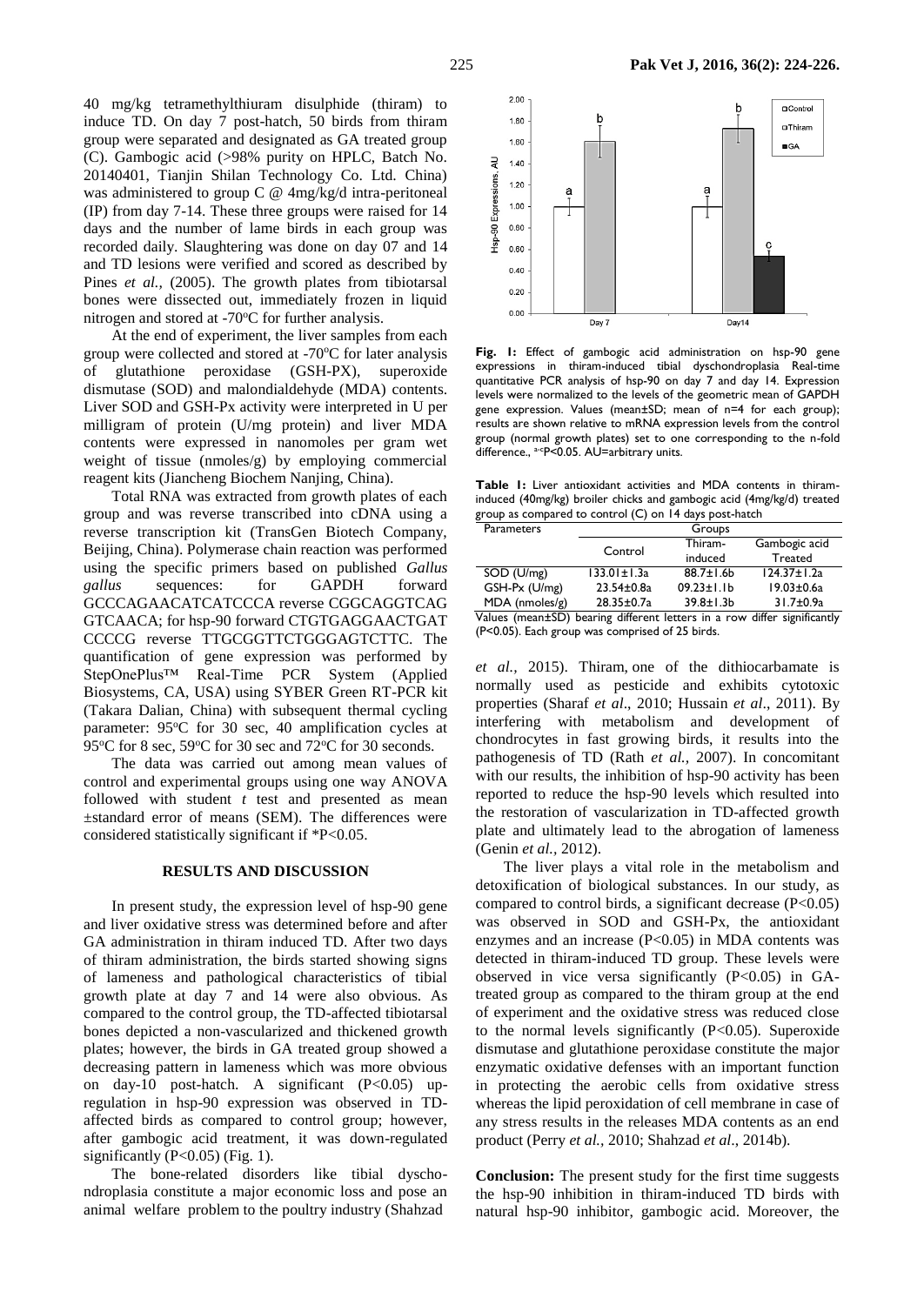40 mg/kg tetramethylthiuram disulphide (thiram) to induce TD. On day 7 post-hatch, 50 birds from thiram group were separated and designated as GA treated group (C). Gambogic acid (>98% purity on HPLC, Batch No. 20140401, Tianjin Shilan Technology Co. Ltd. China) was administered to group C @ 4mg/kg/d intra-peritoneal (IP) from day 7-14. These three groups were raised for 14 days and the number of lame birds in each group was recorded daily. Slaughtering was done on day 07 and 14 and TD lesions were verified and scored as described by Pines *et al.,* (2005). The growth plates from tibiotarsal bones were dissected out, immediately frozen in liquid nitrogen and stored at -70°C for further analysis.

At the end of experiment, the liver samples from each group were collected and stored at -70°C for later analysis of glutathione peroxidase (GSH-PX), superoxide dismutase (SOD) and malondialdehyde (MDA) contents. Liver SOD and GSH-Px activity were interpreted in U per milligram of protein (U/mg protein) and liver MDA contents were expressed in nanomoles per gram wet weight of tissue (nmoles/g) by employing commercial reagent kits (Jiancheng Biochem Nanjing, China).

Total RNA was extracted from growth plates of each group and was reverse transcribed into cDNA using a reverse transcription kit (TransGen Biotech Company, Beijing, China). Polymerase chain reaction was performed using the specific primers based on published *Gallus gallus* sequences: for GAPDH forward GCCCAGAACATCATCCCA reverse CGGCAGGTCAG GTCAACA; for hsp-90 forward CTGTGAGGAACTGAT CCCCG reverse TTGCGGTTCTGGGAGTCTTC. The quantification of gene expression was performed by StepOnePlus™ Real-Time PCR System (Applied Biosystems, CA, USA) using SYBER Green RT-PCR kit (Takara Dalian, China) with subsequent thermal cycling parameter: 95°C for 30 sec, 40 amplification cycles at 95°C for 8 sec, 59°C for 30 sec and 72°C for 30 seconds.

The data was carried out among mean values of control and experimental groups using one way ANOVA followed with student *t* test and presented as mean ±standard error of means (SEM). The differences were considered statistically significant if *P<0.05.

## RESULTS AND DISCUSSION

In present study, the expression level of hsp-90 gene and liver oxidative stress was determined before and after GA administration in thiram induced TD. After two days of thiram administration, the birds started showing signs of lameness and pathological characteristics of tibial growth plate at day 7 and 14 were also obvious. As compared to the control group, the TD-affected tibiotarsal bones depicted a non-vascularized and thickened growth plates; however, the birds in GA treated group showed a decreasing pattern in lameness which was more obvious on day-10 post-hatch. A significant (P<0.05) up-regulation in hsp-90 expression was observed in TD-affected birds as compared to control group; however, after gambogic acid treatment, it was down-regulated significantly (P<0.05) (Fig. 1).

The bone-related disorders like tibial dyschondroplasia constitute a major economic loss and pose an animal welfare problem to the poultry industry (Shahzad *et al.,* 2015). Thiram, one of the dithiocarbamate is normally used as pesticide and exhibits cytotoxic properties (Sharaf *et al*., 2010; Hussain *et al*., 2011). By interfering with metabolism and development of chondrocytes in fast growing birds, it results into the pathogenesis of TD (Rath *et al.,* 2007). In concomitant with our results, the inhibition of hsp-90 activity has been reported to reduce the hsp-90 levels which resulted into the restoration of vascularization in TD-affected growth plate and ultimately lead to the abrogation of lameness (Genin *et al.,* 2012).

The liver plays a vital role in the metabolism and detoxification of biological substances. In our study, as compared to control birds, a significant decrease (P<0.05) was observed in SOD and GSH-Px, the antioxidant enzymes and an increase (P<0.05) in MDA contents was detected in thiram-induced TD group. These levels were observed in vice versa significantly (P<0.05) in GA-treated group as compared to the thiram group at the end of experiment and the oxidative stress was reduced close to the normal levels significantly (P<0.05). Superoxide dismutase and glutathione peroxidase constitute the major enzymatic oxidative defenses with an important function in protecting the aerobic cells from oxidative stress whereas the lipid peroxidation of cell membrane in case of any stress results in the releases MDA contents as an end product (Perry *et al.,* 2010; Shahzad *et al*., 2014b).

**Fig. 1:** Effect of gambogic acid administration on hsp-90 gene expressions in thiram-induced tibial dyschondroplasia Real-time quantitative PCR analysis of hsp-90 on day 7 and day 14. Expression levels were normalized to the levels of the geometric mean of GAPDH gene expression. Values (mean±SD; mean of n=4 for each group); results are shown relative to mRNA expression levels from the control group (normal growth plates) set to one corresponding to the n-fold difference., [a-c]P<0.05. AU=arbitrary units.

**Table 1:** Liver antioxidant activities and MDA contents in thiram-induced (40mg/kg) broiler chicks and gambogic acid (4mg/kg/d) treated group as compared to control (C) on 14 days post-hatch

| Parameters | Groups | | |
|---|---|---|---|
| | Control | Thiram-induced | Gambogic acid Treated |
| SOD (U/mg) | 133.01±1.3a | 88.7±1.6b | 124.37±1.2a |
| GSH-Px (U/mg) | 23.54±0.8a | 09.23±1.1b | 19.03±0.6a |
| MDA (nmoles/g) | 28.35±0.7a | 39.8±1.3b | 31.7±0.9a |

Values (mean±SD) bearing different letters in a row differ significantly (P<0.05). Each group was comprised of 25 birds.

**Conclusion:** The present study for the first time suggests the hsp-90 inhibition in thiram-induced TD birds with natural hsp-90 inhibitor, gambogic acid. Moreover, the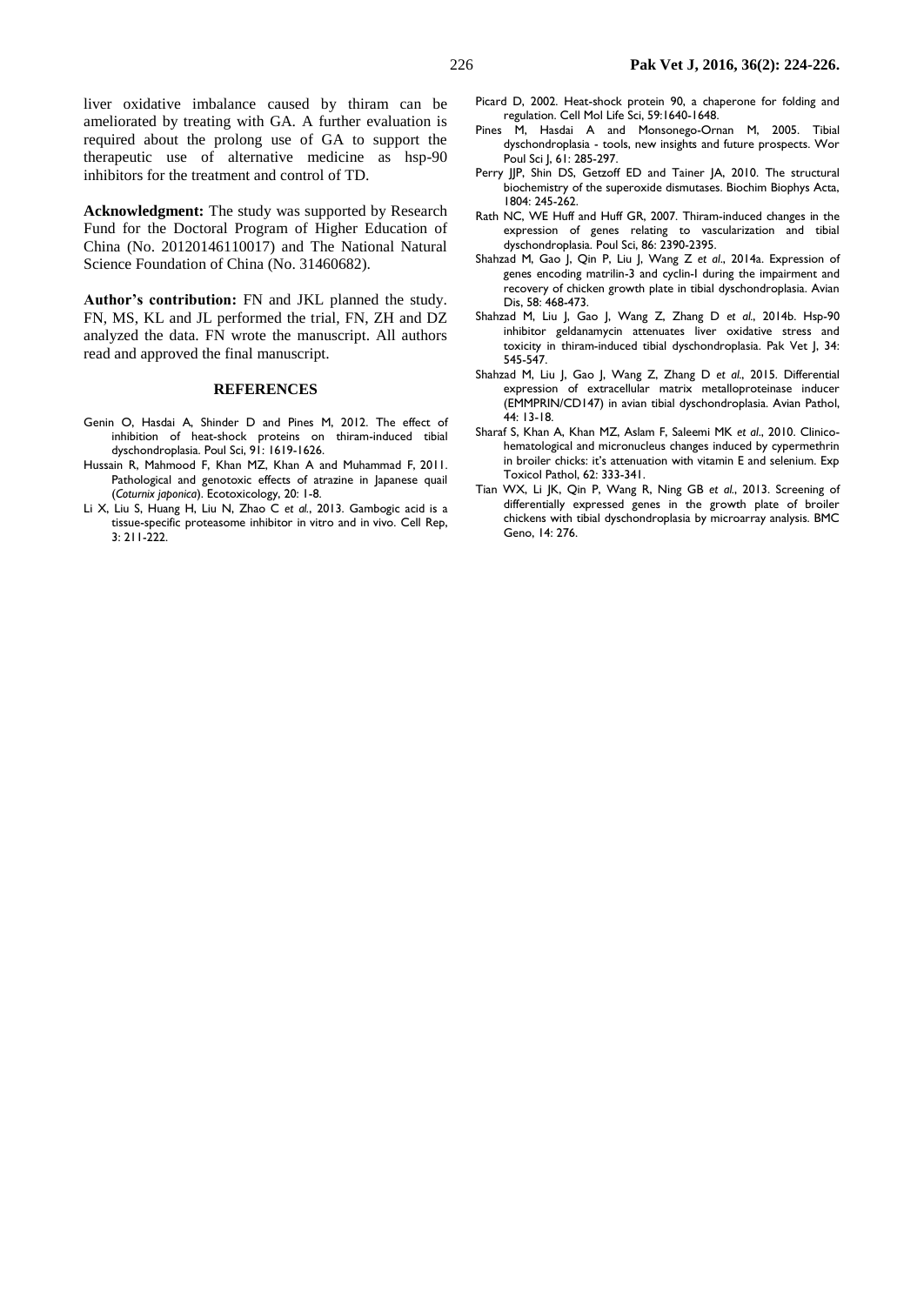liver oxidative imbalance caused by thiram can be ameliorated by treating with GA. A further evaluation is required about the prolong use of GA to support the therapeutic use of alternative medicine as hsp-90 inhibitors for the treatment and control of TD.

**Acknowledgment:** The study was supported by Research Fund for the Doctoral Program of Higher Education of China (No. 20120146110017) and The National Natural Science Foundation of China (No. 31460682).

**Author's contribution:** FN and JKL planned the study. FN, MS, KL and JL performed the trial, FN, ZH and DZ analyzed the data. FN wrote the manuscript. All authors read and approved the final manuscript.

## REFERENCES

Genin O, Hasdai A, Shinder D and Pines M, 2012. The effect of inhibition of heat-shock proteins on thiram-induced tibial dyschondroplasia. Poul Sci, 91: 1619-1626.

Hussain R, Mahmood F, Khan MZ, Khan A and Muhammad F, 2011. Pathological and genotoxic effects of atrazine in Japanese quail (*Coturnix japonica*). Ecotoxicology, 20: 1-8.

Li X, Liu S, Huang H, Liu N, Zhao C *et al.*, 2013. Gambogic acid is a tissue-specific proteasome inhibitor in vitro and in vivo. Cell Rep, 3: 211-222.

Picard D, 2002. Heat-shock protein 90, a chaperone for folding and regulation. Cell Mol Life Sci, 59:1640-1648.

Pines M, Hasdai A and Monsonego-Ornan M, 2005. Tibial dyschondroplasia - tools, new insights and future prospects. Wor Poul Sci J, 61: 285-297.

Perry JJP, Shin DS, Getzoff ED and Tainer JA, 2010. The structural biochemistry of the superoxide dismutases. Biochim Biophys Acta, 1804: 245-262.

Rath NC, WE Huff and Huff GR, 2007. Thiram-induced changes in the expression of genes relating to vascularization and tibial dyschondroplasia. Poul Sci, 86: 2390-2395.

Shahzad M, Gao J, Qin P, Liu J, Wang Z *et al*., 2014a. Expression of genes encoding matrilin-3 and cyclin-I during the impairment and recovery of chicken growth plate in tibial dyschondroplasia. Avian Dis, 58: 468-473.

Shahzad M, Liu J, Gao J, Wang Z, Zhang D *et al*., 2014b. Hsp-90 inhibitor geldanamycin attenuates liver oxidative stress and toxicity in thiram-induced tibial dyschondroplasia. Pak Vet J, 34: 545-547.

Shahzad M, Liu J, Gao J, Wang Z, Zhang D *et al*., 2015. Differential expression of extracellular matrix metalloproteinase inducer (EMMPRIN/CD147) in avian tibial dyschondroplasia. Avian Pathol, 44: 13-18.

Sharaf S, Khan A, Khan MZ, Aslam F, Saleemi MK *et al*., 2010. Clinico-hematological and micronucleus changes induced by cypermethrin in broiler chicks: it's attenuation with vitamin E and selenium. Exp Toxicol Pathol, 62: 333-341.

Tian WX, Li JK, Qin P, Wang R, Ning GB *et al*., 2013. Screening of differentially expressed genes in the growth plate of broiler chickens with tibial dyschondroplasia by microarray analysis. BMC Geno, 14: 276.